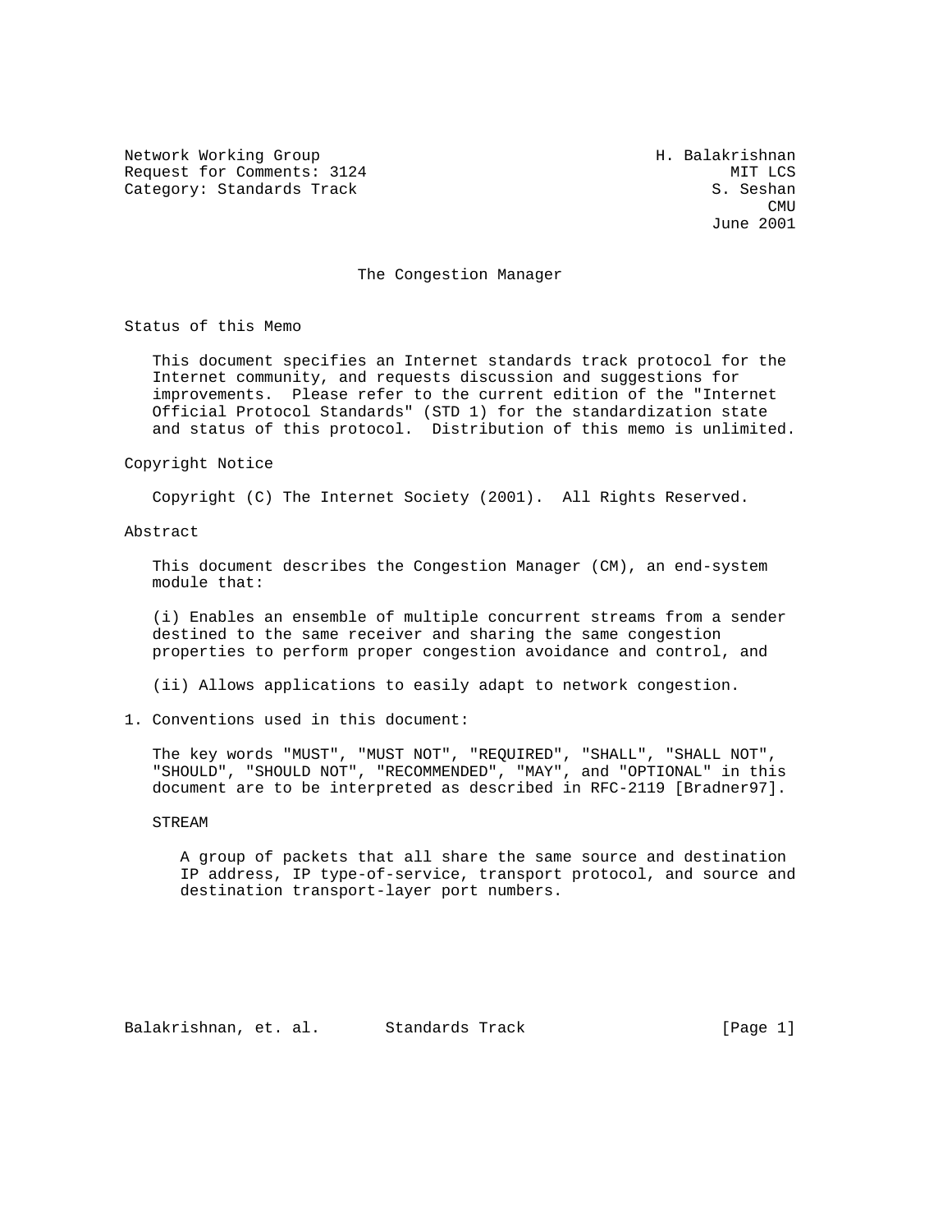Network Working Group H. Balakrishnan
Request for Comments: 3124 MIT LCS
Category: Standards Track S. Seshan
CMU
June 2001

# The Congestion Manager

## Status of this Memo

This document specifies an Internet standards track protocol for the Internet community, and requests discussion and suggestions for improvements. Please refer to the current edition of the "Internet Official Protocol Standards" (STD 1) for the standardization state and status of this protocol. Distribution of this memo is unlimited.

## Copyright Notice

Copyright (C) The Internet Society (2001). All Rights Reserved.

## Abstract

This document describes the Congestion Manager (CM), an end-system module that:

(i) Enables an ensemble of multiple concurrent streams from a sender destined to the same receiver and sharing the same congestion properties to perform proper congestion avoidance and control, and

(ii) Allows applications to easily adapt to network congestion.

## 1. Conventions used in this document:

The key words "MUST", "MUST NOT", "REQUIRED", "SHALL", "SHALL NOT", "SHOULD", "SHOULD NOT", "RECOMMENDED", "MAY", and "OPTIONAL" in this document are to be interpreted as described in RFC-2119 [Bradner97].

STREAM

A group of packets that all share the same source and destination IP address, IP type-of-service, transport protocol, and source and destination transport-layer port numbers.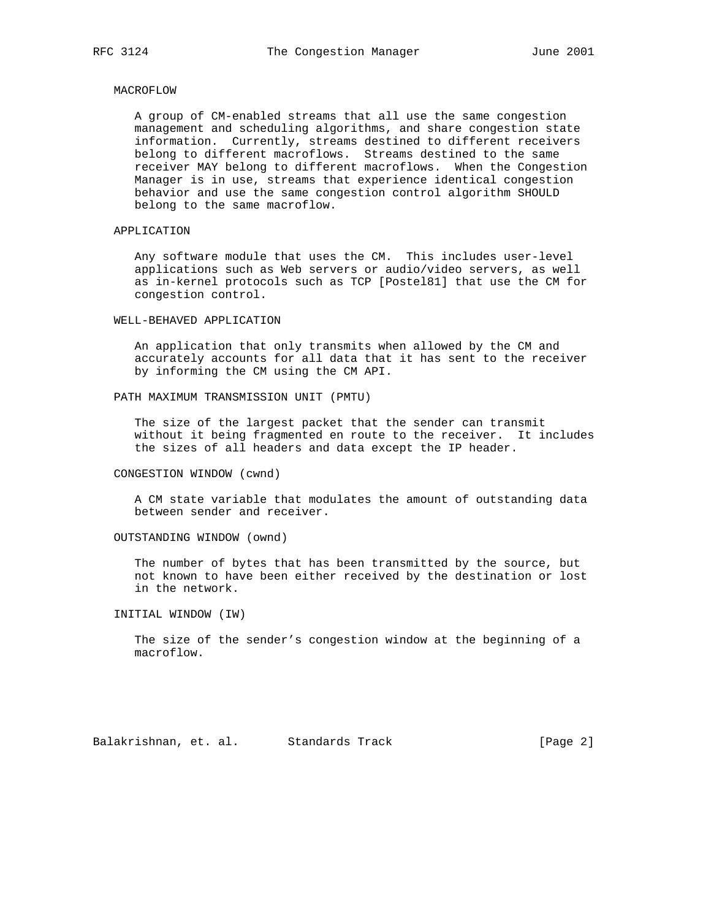MACROFLOW

A group of CM-enabled streams that all use the same congestion management and scheduling algorithms, and share congestion state information. Currently, streams destined to different receivers belong to different macroflows. Streams destined to the same receiver MAY belong to different macroflows. When the Congestion Manager is in use, streams that experience identical congestion behavior and use the same congestion control algorithm SHOULD belong to the same macroflow.

APPLICATION

Any software module that uses the CM. This includes user-level applications such as Web servers or audio/video servers, as well as in-kernel protocols such as TCP [Postel81] that use the CM for congestion control.

WELL-BEHAVED APPLICATION

An application that only transmits when allowed by the CM and accurately accounts for all data that it has sent to the receiver by informing the CM using the CM API.

PATH MAXIMUM TRANSMISSION UNIT (PMTU)

The size of the largest packet that the sender can transmit without it being fragmented en route to the receiver. It includes the sizes of all headers and data except the IP header.

CONGESTION WINDOW (cwnd)

A CM state variable that modulates the amount of outstanding data between sender and receiver.

OUTSTANDING WINDOW (ownd)

The number of bytes that has been transmitted by the source, but not known to have been either received by the destination or lost in the network.

INITIAL WINDOW (IW)

The size of the sender's congestion window at the beginning of a macroflow.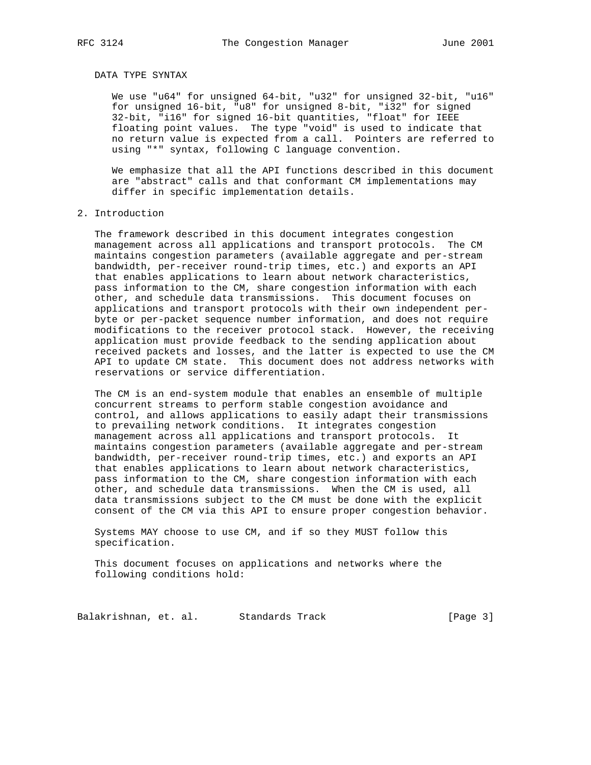### DATA TYPE SYNTAX

We use "u64" for unsigned 64-bit, "u32" for unsigned 32-bit, "u16" for unsigned 16-bit, "u8" for unsigned 8-bit, "i32" for signed 32-bit, "i16" for signed 16-bit quantities, "float" for IEEE floating point values. The type "void" is used to indicate that no return value is expected from a call. Pointers are referred to using "*" syntax, following C language convention.

We emphasize that all the API functions described in this document are "abstract" calls and that conformant CM implementations may differ in specific implementation details.

## 2. Introduction

The framework described in this document integrates congestion management across all applications and transport protocols. The CM maintains congestion parameters (available aggregate and per-stream bandwidth, per-receiver round-trip times, etc.) and exports an API that enables applications to learn about network characteristics, pass information to the CM, share congestion information with each other, and schedule data transmissions. This document focuses on applications and transport protocols with their own independent per-byte or per-packet sequence number information, and does not require modifications to the receiver protocol stack. However, the receiving application must provide feedback to the sending application about received packets and losses, and the latter is expected to use the CM API to update CM state. This document does not address networks with reservations or service differentiation.

The CM is an end-system module that enables an ensemble of multiple concurrent streams to perform stable congestion avoidance and control, and allows applications to easily adapt their transmissions to prevailing network conditions. It integrates congestion management across all applications and transport protocols. It maintains congestion parameters (available aggregate and per-stream bandwidth, per-receiver round-trip times, etc.) and exports an API that enables applications to learn about network characteristics, pass information to the CM, share congestion information with each other, and schedule data transmissions. When the CM is used, all data transmissions subject to the CM must be done with the explicit consent of the CM via this API to ensure proper congestion behavior.

Systems MAY choose to use CM, and if so they MUST follow this specification.

This document focuses on applications and networks where the following conditions hold: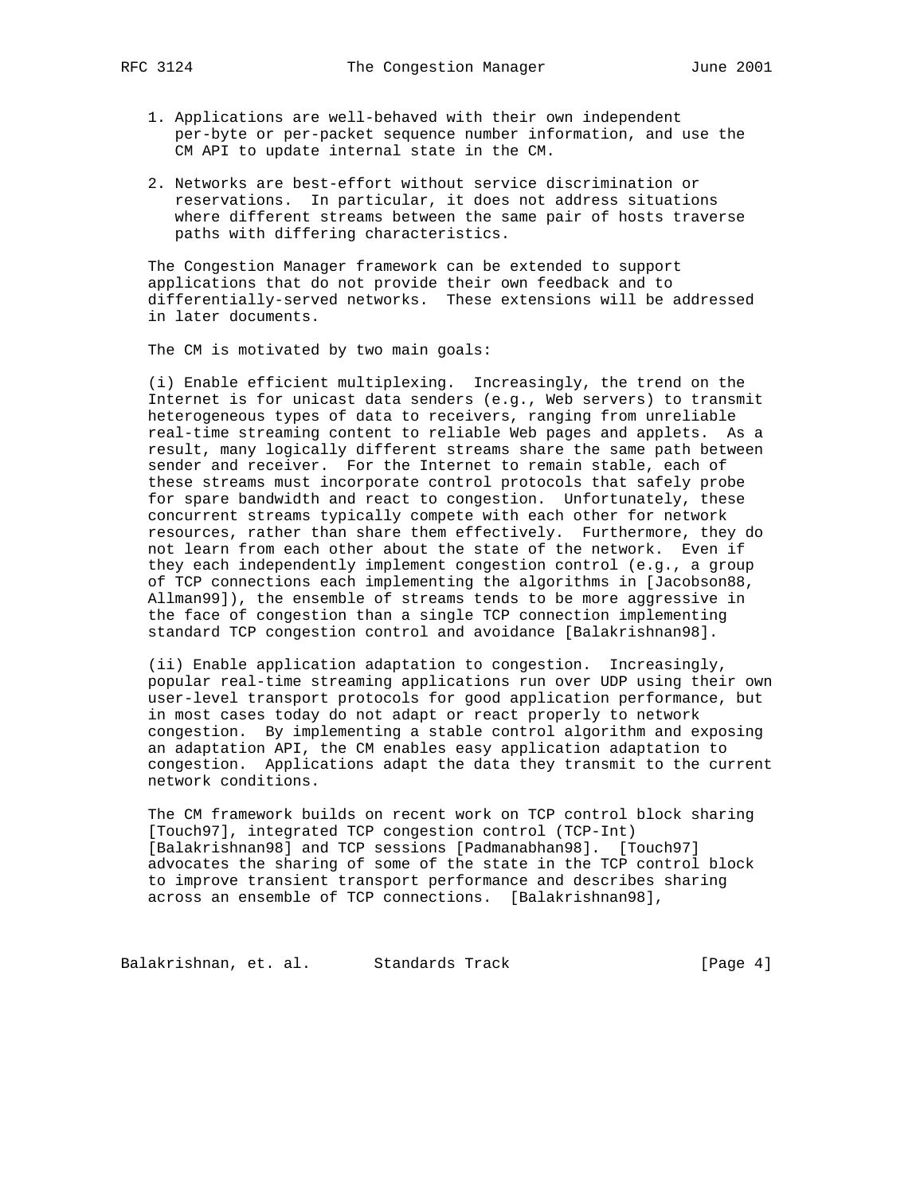1. Applications are well-behaved with their own independent per-byte or per-packet sequence number information, and use the CM API to update internal state in the CM.

2. Networks are best-effort without service discrimination or reservations. In particular, it does not address situations where different streams between the same pair of hosts traverse paths with differing characteristics.

The Congestion Manager framework can be extended to support applications that do not provide their own feedback and to differentially-served networks. These extensions will be addressed in later documents.

The CM is motivated by two main goals:

(i) Enable efficient multiplexing. Increasingly, the trend on the Internet is for unicast data senders (e.g., Web servers) to transmit heterogeneous types of data to receivers, ranging from unreliable real-time streaming content to reliable Web pages and applets. As a result, many logically different streams share the same path between sender and receiver. For the Internet to remain stable, each of these streams must incorporate control protocols that safely probe for spare bandwidth and react to congestion. Unfortunately, these concurrent streams typically compete with each other for network resources, rather than share them effectively. Furthermore, they do not learn from each other about the state of the network. Even if they each independently implement congestion control (e.g., a group of TCP connections each implementing the algorithms in [Jacobson88, Allman99]), the ensemble of streams tends to be more aggressive in the face of congestion than a single TCP connection implementing standard TCP congestion control and avoidance [Balakrishnan98].

(ii) Enable application adaptation to congestion. Increasingly, popular real-time streaming applications run over UDP using their own user-level transport protocols for good application performance, but in most cases today do not adapt or react properly to network congestion. By implementing a stable control algorithm and exposing an adaptation API, the CM enables easy application adaptation to congestion. Applications adapt the data they transmit to the current network conditions.

The CM framework builds on recent work on TCP control block sharing [Touch97], integrated TCP congestion control (TCP-Int) [Balakrishnan98] and TCP sessions [Padmanabhan98]. [Touch97] advocates the sharing of some of the state in the TCP control block to improve transient transport performance and describes sharing across an ensemble of TCP connections. [Balakrishnan98],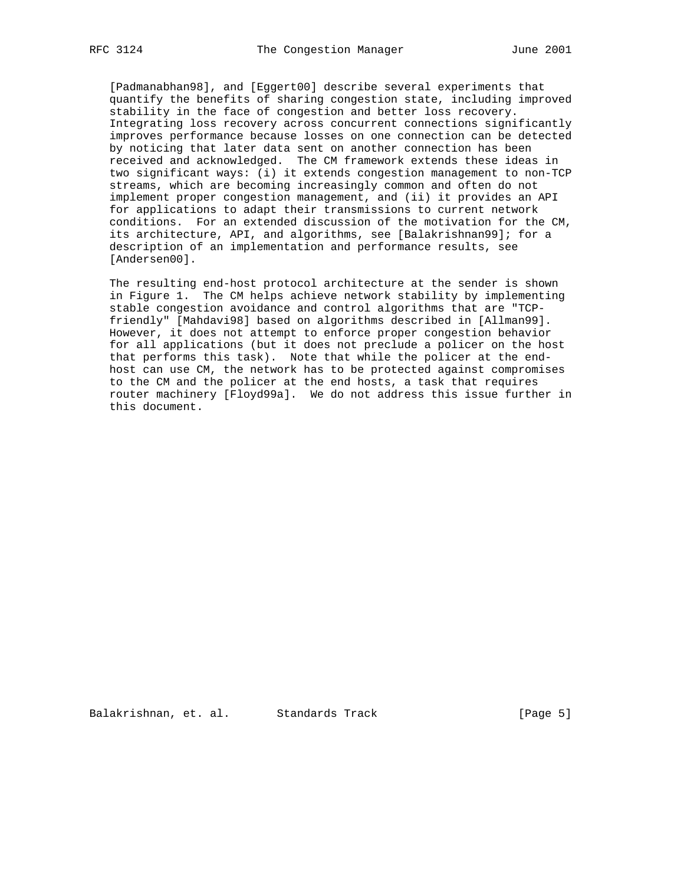[Padmanabhan98], and [Eggert00] describe several experiments that quantify the benefits of sharing congestion state, including improved stability in the face of congestion and better loss recovery. Integrating loss recovery across concurrent connections significantly improves performance because losses on one connection can be detected by noticing that later data sent on another connection has been received and acknowledged. The CM framework extends these ideas in two significant ways: (i) it extends congestion management to non-TCP streams, which are becoming increasingly common and often do not implement proper congestion management, and (ii) it provides an API for applications to adapt their transmissions to current network conditions. For an extended discussion of the motivation for the CM, its architecture, API, and algorithms, see [Balakrishnan99]; for a description of an implementation and performance results, see [Andersen00].

The resulting end-host protocol architecture at the sender is shown in Figure 1. The CM helps achieve network stability by implementing stable congestion avoidance and control algorithms that are "TCP-friendly" [Mahdavi98] based on algorithms described in [Allman99]. However, it does not attempt to enforce proper congestion behavior for all applications (but it does not preclude a policer on the host that performs this task). Note that while the policer at the end-host can use CM, the network has to be protected against compromises to the CM and the policer at the end hosts, a task that requires router machinery [Floyd99a]. We do not address this issue further in this document.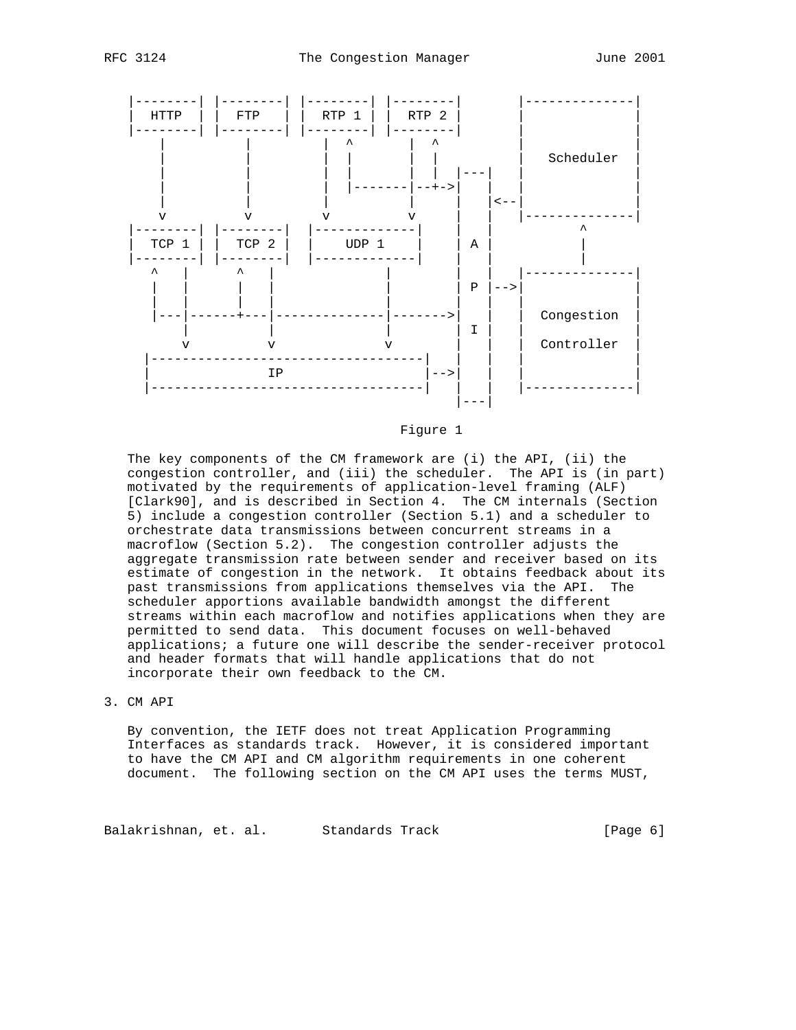```
 |--------| |--------| |--------| |--------|       |--------------|
 |  HTTP  | |  FTP   | |  RTP 1 | |  RTP 2 |       |              |
 |--------| |--------| |--------| |--------|       |              |
     |          |          |  ^       |  ^         |              |
     |          |          |  |       |  |         |  Scheduler   |
     |          |          |  |       |  |  |---|  |              |
     |          |          |  |-------|--+->|   |  |              |
     |          |          |          |     |   |<--|             |
     v          v          v          v     |   |  |--------------|
 |--------| |--------|  |-------------|     |   |          ^
 |  TCP 1 | |  TCP 2 |  |    UDP 1    |     | A |          |
 |--------| |--------|  |-------------|     |   |          |
    ^   |      ^   |                  |     |   |  |--------------|
    |   |      |   |                  |     | P |-->|             |
    |   |      |   |                  |     |   |  |              |
    |---|------+---|------------------|------->|   |  Congestion  |
        |          |                  |     | I |  |              |
        v          v                  v     |   |  |  Controller  |
   |-----------------------------------|    |   |  |              |
   |                IP                 |-->|   |  |              |
   |-----------------------------------|    |   |  |--------------|
                                            |---|
```

Figure 1

The key components of the CM framework are (i) the API, (ii) the congestion controller, and (iii) the scheduler. The API is (in part) motivated by the requirements of application-level framing (ALF) [Clark90], and is described in Section 4. The CM internals (Section 5) include a congestion controller (Section 5.1) and a scheduler to orchestrate data transmissions between concurrent streams in a macroflow (Section 5.2). The congestion controller adjusts the aggregate transmission rate between sender and receiver based on its estimate of congestion in the network. It obtains feedback about its past transmissions from applications themselves via the API. The scheduler apportions available bandwidth amongst the different streams within each macroflow and notifies applications when they are permitted to send data. This document focuses on well-behaved applications; a future one will describe the sender-receiver protocol and header formats that will handle applications that do not incorporate their own feedback to the CM.

## 3. CM API

By convention, the IETF does not treat Application Programming Interfaces as standards track. However, it is considered important to have the CM API and CM algorithm requirements in one coherent document. The following section on the CM API uses the terms MUST,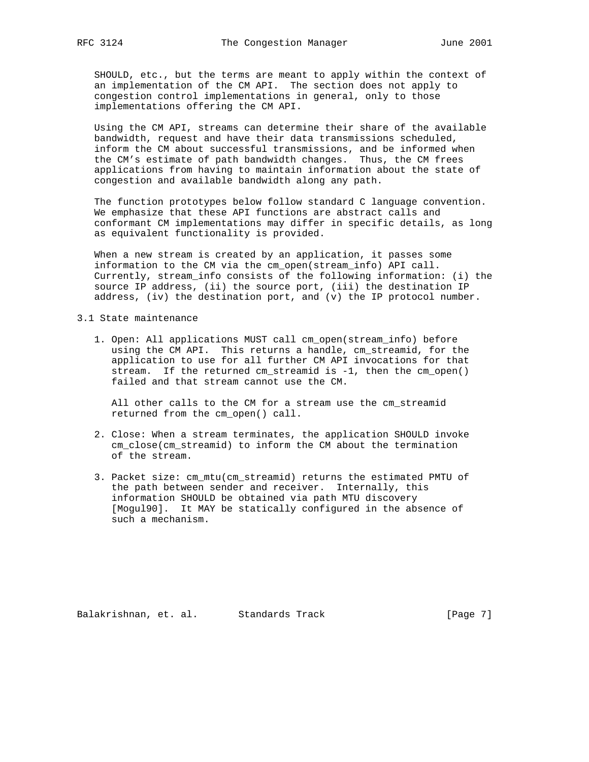SHOULD, etc., but the terms are meant to apply within the context of an implementation of the CM API. The section does not apply to congestion control implementations in general, only to those implementations offering the CM API.

Using the CM API, streams can determine their share of the available bandwidth, request and have their data transmissions scheduled, inform the CM about successful transmissions, and be informed when the CM's estimate of path bandwidth changes. Thus, the CM frees applications from having to maintain information about the state of congestion and available bandwidth along any path.

The function prototypes below follow standard C language convention. We emphasize that these API functions are abstract calls and conformant CM implementations may differ in specific details, as long as equivalent functionality is provided.

When a new stream is created by an application, it passes some information to the CM via the cm_open(stream_info) API call. Currently, stream_info consists of the following information: (i) the source IP address, (ii) the source port, (iii) the destination IP address, (iv) the destination port, and (v) the IP protocol number.

## 3.1 State maintenance

1. Open: All applications MUST call cm_open(stream_info) before using the CM API. This returns a handle, cm_streamid, for the application to use for all further CM API invocations for that stream. If the returned cm_streamid is -1, then the cm_open() failed and that stream cannot use the CM.

   All other calls to the CM for a stream use the cm_streamid returned from the cm_open() call.

2. Close: When a stream terminates, the application SHOULD invoke cm_close(cm_streamid) to inform the CM about the termination of the stream.

3. Packet size: cm_mtu(cm_streamid) returns the estimated PMTU of the path between sender and receiver. Internally, this information SHOULD be obtained via path MTU discovery [Mogul90]. It MAY be statically configured in the absence of such a mechanism.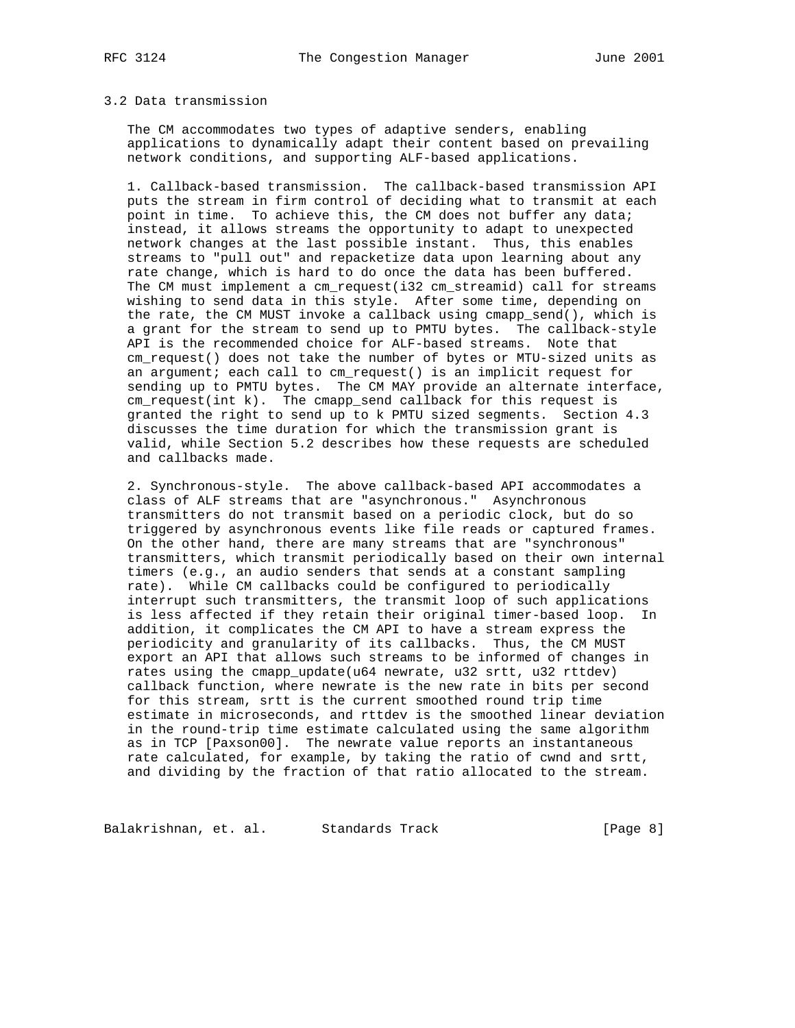### 3.2 Data transmission

The CM accommodates two types of adaptive senders, enabling applications to dynamically adapt their content based on prevailing network conditions, and supporting ALF-based applications.

1. Callback-based transmission. The callback-based transmission API puts the stream in firm control of deciding what to transmit at each point in time. To achieve this, the CM does not buffer any data; instead, it allows streams the opportunity to adapt to unexpected network changes at the last possible instant. Thus, this enables streams to "pull out" and repacketize data upon learning about any rate change, which is hard to do once the data has been buffered. The CM must implement a cm_request(i32 cm_streamid) call for streams wishing to send data in this style. After some time, depending on the rate, the CM MUST invoke a callback using cmapp_send(), which is a grant for the stream to send up to PMTU bytes. The callback-style API is the recommended choice for ALF-based streams. Note that cm_request() does not take the number of bytes or MTU-sized units as an argument; each call to cm_request() is an implicit request for sending up to PMTU bytes. The CM MAY provide an alternate interface, cm_request(int k). The cmapp_send callback for this request is granted the right to send up to k PMTU sized segments. Section 4.3 discusses the time duration for which the transmission grant is valid, while Section 5.2 describes how these requests are scheduled and callbacks made.

2. Synchronous-style. The above callback-based API accommodates a class of ALF streams that are "asynchronous." Asynchronous transmitters do not transmit based on a periodic clock, but do so triggered by asynchronous events like file reads or captured frames. On the other hand, there are many streams that are "synchronous" transmitters, which transmit periodically based on their own internal timers (e.g., an audio senders that sends at a constant sampling rate). While CM callbacks could be configured to periodically interrupt such transmitters, the transmit loop of such applications is less affected if they retain their original timer-based loop. In addition, it complicates the CM API to have a stream express the periodicity and granularity of its callbacks. Thus, the CM MUST export an API that allows such streams to be informed of changes in rates using the cmapp_update(u64 newrate, u32 srtt, u32 rttdev) callback function, where newrate is the new rate in bits per second for this stream, srtt is the current smoothed round trip time estimate in microseconds, and rttdev is the smoothed linear deviation in the round-trip time estimate calculated using the same algorithm as in TCP [Paxson00]. The newrate value reports an instantaneous rate calculated, for example, by taking the ratio of cwnd and srtt, and dividing by the fraction of that ratio allocated to the stream.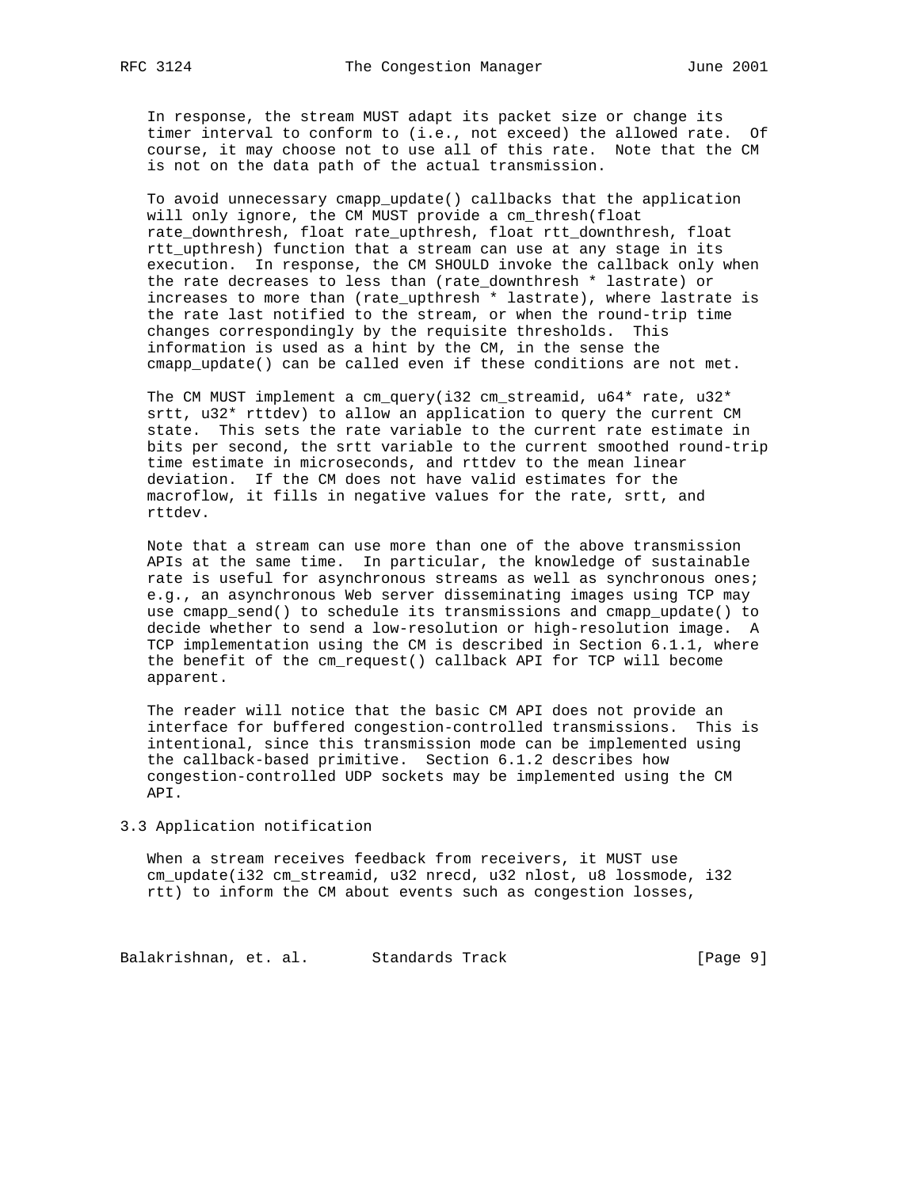In response, the stream MUST adapt its packet size or change its timer interval to conform to (i.e., not exceed) the allowed rate. Of course, it may choose not to use all of this rate. Note that the CM is not on the data path of the actual transmission.

To avoid unnecessary cmapp_update() callbacks that the application will only ignore, the CM MUST provide a cm_thresh(float rate_downthresh, float rate_upthresh, float rtt_downthresh, float rtt_upthresh) function that a stream can use at any stage in its execution. In response, the CM SHOULD invoke the callback only when the rate decreases to less than (rate_downthresh * lastrate) or increases to more than (rate_upthresh * lastrate), where lastrate is the rate last notified to the stream, or when the round-trip time changes correspondingly by the requisite thresholds. This information is used as a hint by the CM, in the sense the cmapp_update() can be called even if these conditions are not met.

The CM MUST implement a cm_query(i32 cm_streamid, u64* rate, u32* srtt, u32* rttdev) to allow an application to query the current CM state. This sets the rate variable to the current rate estimate in bits per second, the srtt variable to the current smoothed round-trip time estimate in microseconds, and rttdev to the mean linear deviation. If the CM does not have valid estimates for the macroflow, it fills in negative values for the rate, srtt, and rttdev.

Note that a stream can use more than one of the above transmission APIs at the same time. In particular, the knowledge of sustainable rate is useful for asynchronous streams as well as synchronous ones; e.g., an asynchronous Web server disseminating images using TCP may use cmapp_send() to schedule its transmissions and cmapp_update() to decide whether to send a low-resolution or high-resolution image. A TCP implementation using the CM is described in Section 6.1.1, where the benefit of the cm_request() callback API for TCP will become apparent.

The reader will notice that the basic CM API does not provide an interface for buffered congestion-controlled transmissions. This is intentional, since this transmission mode can be implemented using the callback-based primitive. Section 6.1.2 describes how congestion-controlled UDP sockets may be implemented using the CM API.

### 3.3 Application notification

When a stream receives feedback from receivers, it MUST use cm_update(i32 cm_streamid, u32 nrecd, u32 nlost, u8 lossmode, i32 rtt) to inform the CM about events such as congestion losses,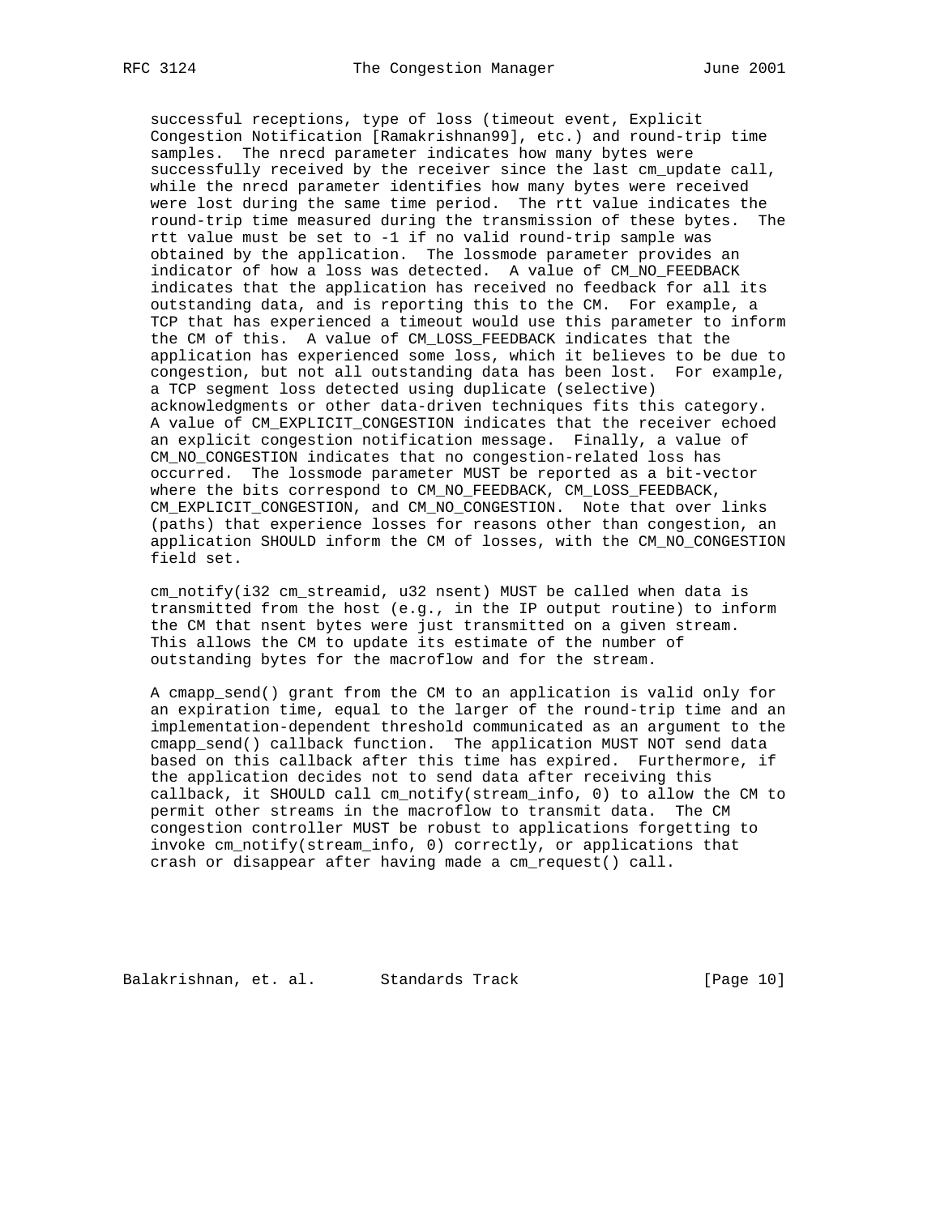successful receptions, type of loss (timeout event, Explicit Congestion Notification [Ramakrishnan99], etc.) and round-trip time samples. The nrecd parameter indicates how many bytes were successfully received by the receiver since the last cm_update call, while the nrecd parameter identifies how many bytes were received were lost during the same time period. The rtt value indicates the round-trip time measured during the transmission of these bytes. The rtt value must be set to -1 if no valid round-trip sample was obtained by the application. The lossmode parameter provides an indicator of how a loss was detected. A value of CM_NO_FEEDBACK indicates that the application has received no feedback for all its outstanding data, and is reporting this to the CM. For example, a TCP that has experienced a timeout would use this parameter to inform the CM of this. A value of CM_LOSS_FEEDBACK indicates that the application has experienced some loss, which it believes to be due to congestion, but not all outstanding data has been lost. For example, a TCP segment loss detected using duplicate (selective) acknowledgments or other data-driven techniques fits this category. A value of CM_EXPLICIT_CONGESTION indicates that the receiver echoed an explicit congestion notification message. Finally, a value of CM_NO_CONGESTION indicates that no congestion-related loss has occurred. The lossmode parameter MUST be reported as a bit-vector where the bits correspond to CM_NO_FEEDBACK, CM_LOSS_FEEDBACK, CM_EXPLICIT_CONGESTION, and CM_NO_CONGESTION. Note that over links (paths) that experience losses for reasons other than congestion, an application SHOULD inform the CM of losses, with the CM_NO_CONGESTION field set.

cm_notify(i32 cm_streamid, u32 nsent) MUST be called when data is transmitted from the host (e.g., in the IP output routine) to inform the CM that nsent bytes were just transmitted on a given stream. This allows the CM to update its estimate of the number of outstanding bytes for the macroflow and for the stream.

A cmapp_send() grant from the CM to an application is valid only for an expiration time, equal to the larger of the round-trip time and an implementation-dependent threshold communicated as an argument to the cmapp_send() callback function. The application MUST NOT send data based on this callback after this time has expired. Furthermore, if the application decides not to send data after receiving this callback, it SHOULD call cm_notify(stream_info, 0) to allow the CM to permit other streams in the macroflow to transmit data. The CM congestion controller MUST be robust to applications forgetting to invoke cm_notify(stream_info, 0) correctly, or applications that crash or disappear after having made a cm_request() call.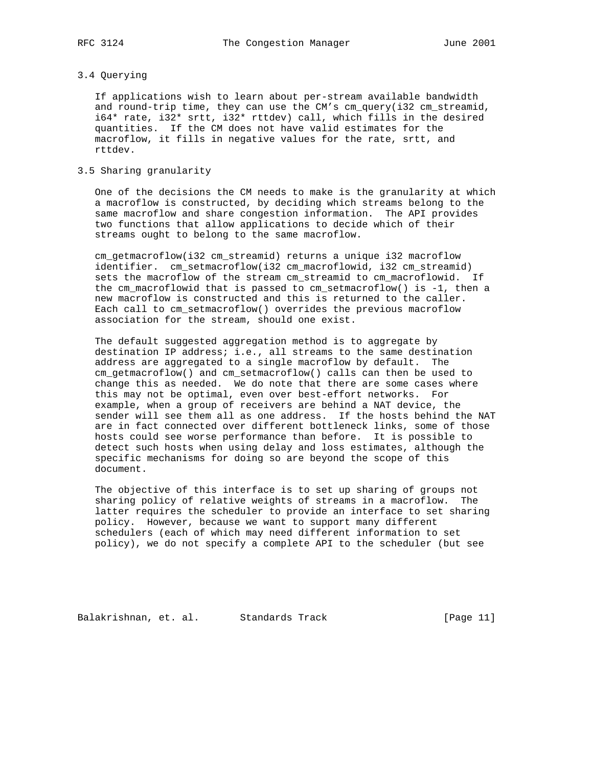### 3.4 Querying

If applications wish to learn about per-stream available bandwidth and round-trip time, they can use the CM's cm_query(i32 cm_streamid, i64* rate, i32* srtt, i32* rttdev) call, which fills in the desired quantities. If the CM does not have valid estimates for the macroflow, it fills in negative values for the rate, srtt, and rttdev.

### 3.5 Sharing granularity

One of the decisions the CM needs to make is the granularity at which a macroflow is constructed, by deciding which streams belong to the same macroflow and share congestion information. The API provides two functions that allow applications to decide which of their streams ought to belong to the same macroflow.

cm_getmacroflow(i32 cm_streamid) returns a unique i32 macroflow identifier. cm_setmacroflow(i32 cm_macroflowid, i32 cm_streamid) sets the macroflow of the stream cm_streamid to cm_macroflowid. If the cm_macroflowid that is passed to cm_setmacroflow() is -1, then a new macroflow is constructed and this is returned to the caller. Each call to cm_setmacroflow() overrides the previous macroflow association for the stream, should one exist.

The default suggested aggregation method is to aggregate by destination IP address; i.e., all streams to the same destination address are aggregated to a single macroflow by default. The cm_getmacroflow() and cm_setmacroflow() calls can then be used to change this as needed. We do note that there are some cases where this may not be optimal, even over best-effort networks. For example, when a group of receivers are behind a NAT device, the sender will see them all as one address. If the hosts behind the NAT are in fact connected over different bottleneck links, some of those hosts could see worse performance than before. It is possible to detect such hosts when using delay and loss estimates, although the specific mechanisms for doing so are beyond the scope of this document.

The objective of this interface is to set up sharing of groups not sharing policy of relative weights of streams in a macroflow. The latter requires the scheduler to provide an interface to set sharing policy. However, because we want to support many different schedulers (each of which may need different information to set policy), we do not specify a complete API to the scheduler (but see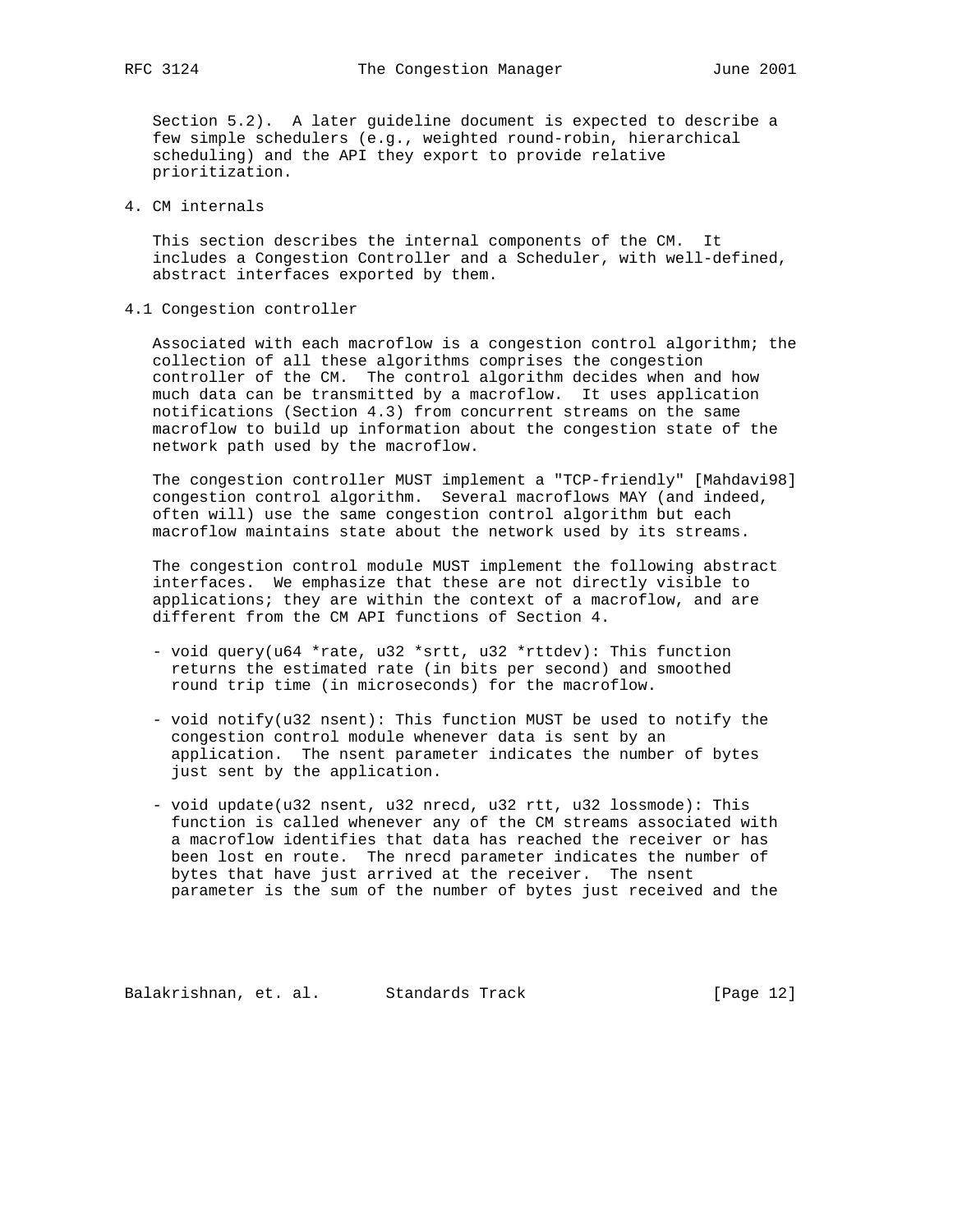Section 5.2). A later guideline document is expected to describe a few simple schedulers (e.g., weighted round-robin, hierarchical scheduling) and the API they export to provide relative prioritization.

## 4. CM internals

This section describes the internal components of the CM. It includes a Congestion Controller and a Scheduler, with well-defined, abstract interfaces exported by them.

### 4.1 Congestion controller

Associated with each macroflow is a congestion control algorithm; the collection of all these algorithms comprises the congestion controller of the CM. The control algorithm decides when and how much data can be transmitted by a macroflow. It uses application notifications (Section 4.3) from concurrent streams on the same macroflow to build up information about the congestion state of the network path used by the macroflow.

The congestion controller MUST implement a "TCP-friendly" [Mahdavi98] congestion control algorithm. Several macroflows MAY (and indeed, often will) use the same congestion control algorithm but each macroflow maintains state about the network used by its streams.

The congestion control module MUST implement the following abstract interfaces. We emphasize that these are not directly visible to applications; they are within the context of a macroflow, and are different from the CM API functions of Section 4.

- void query(u64 *rate, u32 *srtt, u32 *rttdev): This function returns the estimated rate (in bits per second) and smoothed round trip time (in microseconds) for the macroflow.

- void notify(u32 nsent): This function MUST be used to notify the congestion control module whenever data is sent by an application. The nsent parameter indicates the number of bytes just sent by the application.

- void update(u32 nsent, u32 nrecd, u32 rtt, u32 lossmode): This function is called whenever any of the CM streams associated with a macroflow identifies that data has reached the receiver or has been lost en route. The nrecd parameter indicates the number of bytes that have just arrived at the receiver. The nsent parameter is the sum of the number of bytes just received and the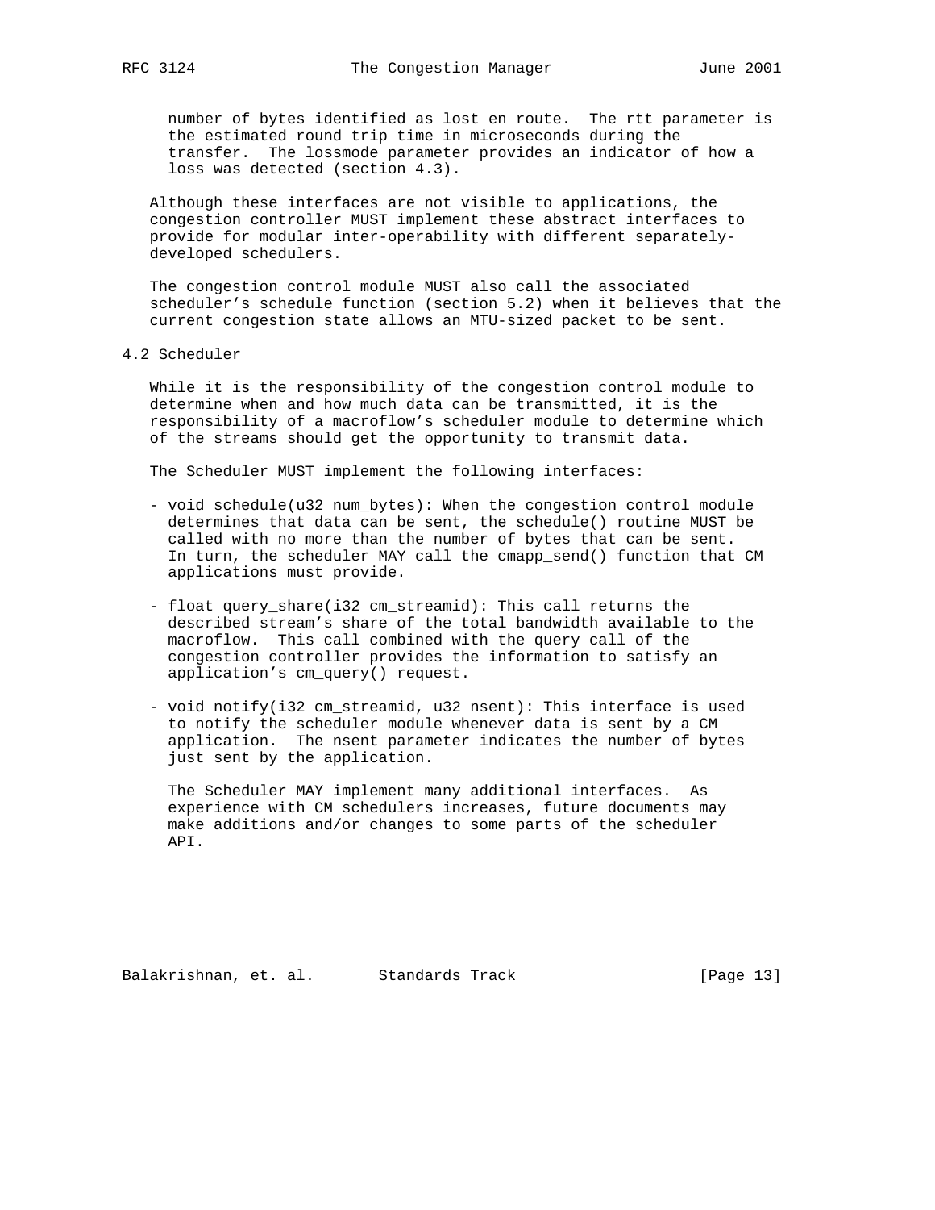number of bytes identified as lost en route. The rtt parameter is the estimated round trip time in microseconds during the transfer. The lossmode parameter provides an indicator of how a loss was detected (section 4.3).

Although these interfaces are not visible to applications, the congestion controller MUST implement these abstract interfaces to provide for modular inter-operability with different separately-developed schedulers.

The congestion control module MUST also call the associated scheduler's schedule function (section 5.2) when it believes that the current congestion state allows an MTU-sized packet to be sent.

### 4.2 Scheduler

While it is the responsibility of the congestion control module to determine when and how much data can be transmitted, it is the responsibility of a macroflow's scheduler module to determine which of the streams should get the opportunity to transmit data.

The Scheduler MUST implement the following interfaces:

- void schedule(u32 num_bytes): When the congestion control module determines that data can be sent, the schedule() routine MUST be called with no more than the number of bytes that can be sent. In turn, the scheduler MAY call the cmapp_send() function that CM applications must provide.

- float query_share(i32 cm_streamid): This call returns the described stream's share of the total bandwidth available to the macroflow. This call combined with the query call of the congestion controller provides the information to satisfy an application's cm_query() request.

- void notify(i32 cm_streamid, u32 nsent): This interface is used to notify the scheduler module whenever data is sent by a CM application. The nsent parameter indicates the number of bytes just sent by the application.

  The Scheduler MAY implement many additional interfaces. As experience with CM schedulers increases, future documents may make additions and/or changes to some parts of the scheduler API.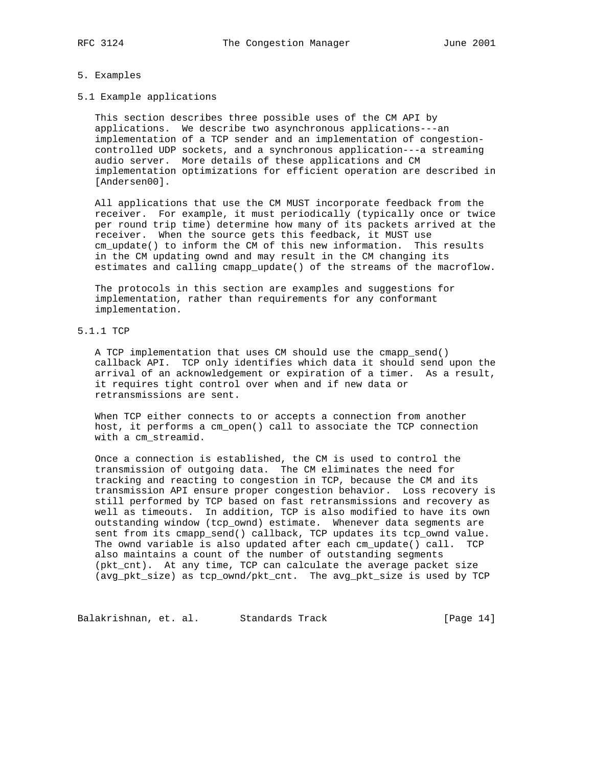## 5. Examples

### 5.1 Example applications

This section describes three possible uses of the CM API by applications. We describe two asynchronous applications---an implementation of a TCP sender and an implementation of congestion-controlled UDP sockets, and a synchronous application---a streaming audio server. More details of these applications and CM implementation optimizations for efficient operation are described in [Andersen00].

All applications that use the CM MUST incorporate feedback from the receiver. For example, it must periodically (typically once or twice per round trip time) determine how many of its packets arrived at the receiver. When the source gets this feedback, it MUST use cm_update() to inform the CM of this new information. This results in the CM updating ownd and may result in the CM changing its estimates and calling cmapp_update() of the streams of the macroflow.

The protocols in this section are examples and suggestions for implementation, rather than requirements for any conformant implementation.

#### 5.1.1 TCP

A TCP implementation that uses CM should use the cmapp_send() callback API. TCP only identifies which data it should send upon the arrival of an acknowledgement or expiration of a timer. As a result, it requires tight control over when and if new data or retransmissions are sent.

When TCP either connects to or accepts a connection from another host, it performs a cm_open() call to associate the TCP connection with a cm_streamid.

Once a connection is established, the CM is used to control the transmission of outgoing data. The CM eliminates the need for tracking and reacting to congestion in TCP, because the CM and its transmission API ensure proper congestion behavior. Loss recovery is still performed by TCP based on fast retransmissions and recovery as well as timeouts. In addition, TCP is also modified to have its own outstanding window (tcp_ownd) estimate. Whenever data segments are sent from its cmapp_send() callback, TCP updates its tcp_ownd value. The ownd variable is also updated after each cm_update() call. TCP also maintains a count of the number of outstanding segments (pkt_cnt). At any time, TCP can calculate the average packet size (avg_pkt_size) as tcp_ownd/pkt_cnt. The avg_pkt_size is used by TCP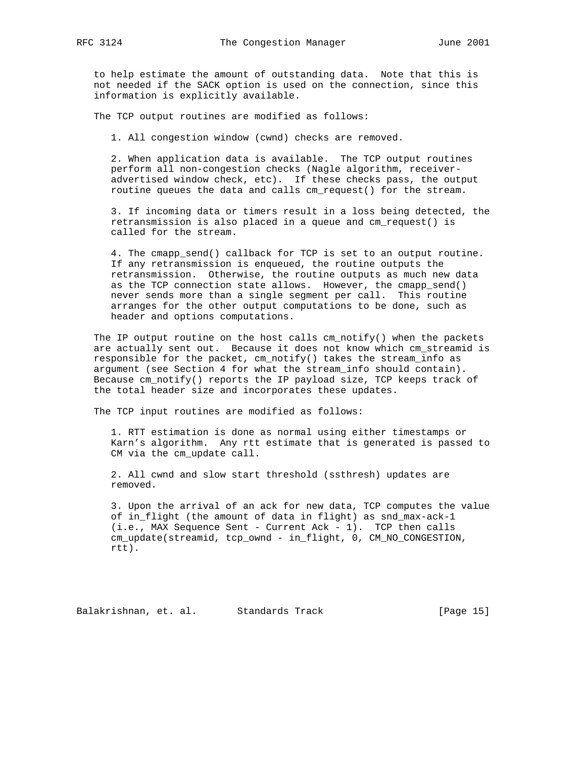to help estimate the amount of outstanding data. Note that this is not needed if the SACK option is used on the connection, since this information is explicitly available.

The TCP output routines are modified as follows:

1. All congestion window (cwnd) checks are removed.

2. When application data is available. The TCP output routines perform all non-congestion checks (Nagle algorithm, receiver-advertised window check, etc). If these checks pass, the output routine queues the data and calls cm_request() for the stream.

3. If incoming data or timers result in a loss being detected, the retransmission is also placed in a queue and cm_request() is called for the stream.

4. The cmapp_send() callback for TCP is set to an output routine. If any retransmission is enqueued, the routine outputs the retransmission. Otherwise, the routine outputs as much new data as the TCP connection state allows. However, the cmapp_send() never sends more than a single segment per call. This routine arranges for the other output computations to be done, such as header and options computations.

The IP output routine on the host calls cm_notify() when the packets are actually sent out. Because it does not know which cm_streamid is responsible for the packet, cm_notify() takes the stream_info as argument (see Section 4 for what the stream_info should contain). Because cm_notify() reports the IP payload size, TCP keeps track of the total header size and incorporates these updates.

The TCP input routines are modified as follows:

1. RTT estimation is done as normal using either timestamps or Karn's algorithm. Any rtt estimate that is generated is passed to CM via the cm_update call.

2. All cwnd and slow start threshold (ssthresh) updates are removed.

3. Upon the arrival of an ack for new data, TCP computes the value of in_flight (the amount of data in flight) as snd_max-ack-1 (i.e., MAX Sequence Sent - Current Ack - 1). TCP then calls cm_update(streamid, tcp_ownd - in_flight, 0, CM_NO_CONGESTION, rtt).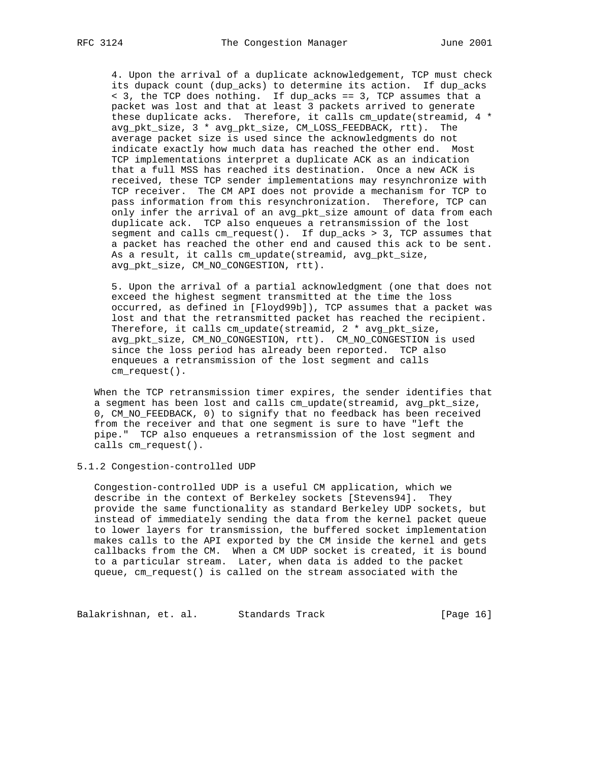4. Upon the arrival of a duplicate acknowledgement, TCP must check its dupack count (dup_acks) to determine its action. If dup_acks < 3, the TCP does nothing. If dup_acks == 3, TCP assumes that a packet was lost and that at least 3 packets arrived to generate these duplicate acks. Therefore, it calls cm_update(streamid, 4 * avg_pkt_size, 3 * avg_pkt_size, CM_LOSS_FEEDBACK, rtt). The average packet size is used since the acknowledgments do not indicate exactly how much data has reached the other end. Most TCP implementations interpret a duplicate ACK as an indication that a full MSS has reached its destination. Once a new ACK is received, these TCP sender implementations may resynchronize with TCP receiver. The CM API does not provide a mechanism for TCP to pass information from this resynchronization. Therefore, TCP can only infer the arrival of an avg_pkt_size amount of data from each duplicate ack. TCP also enqueues a retransmission of the lost segment and calls cm_request(). If dup_acks > 3, TCP assumes that a packet has reached the other end and caused this ack to be sent. As a result, it calls cm_update(streamid, avg_pkt_size, avg_pkt_size, CM_NO_CONGESTION, rtt).

5. Upon the arrival of a partial acknowledgment (one that does not exceed the highest segment transmitted at the time the loss occurred, as defined in [Floyd99b]), TCP assumes that a packet was lost and that the retransmitted packet has reached the recipient. Therefore, it calls cm_update(streamid, 2 * avg_pkt_size, avg_pkt_size, CM_NO_CONGESTION, rtt). CM_NO_CONGESTION is used since the loss period has already been reported. TCP also enqueues a retransmission of the lost segment and calls cm_request().

When the TCP retransmission timer expires, the sender identifies that a segment has been lost and calls cm_update(streamid, avg_pkt_size, 0, CM_NO_FEEDBACK, 0) to signify that no feedback has been received from the receiver and that one segment is sure to have "left the pipe." TCP also enqueues a retransmission of the lost segment and calls cm_request().

### 5.1.2 Congestion-controlled UDP

Congestion-controlled UDP is a useful CM application, which we describe in the context of Berkeley sockets [Stevens94]. They provide the same functionality as standard Berkeley UDP sockets, but instead of immediately sending the data from the kernel packet queue to lower layers for transmission, the buffered socket implementation makes calls to the API exported by the CM inside the kernel and gets callbacks from the CM. When a CM UDP socket is created, it is bound to a particular stream. Later, when data is added to the packet queue, cm_request() is called on the stream associated with the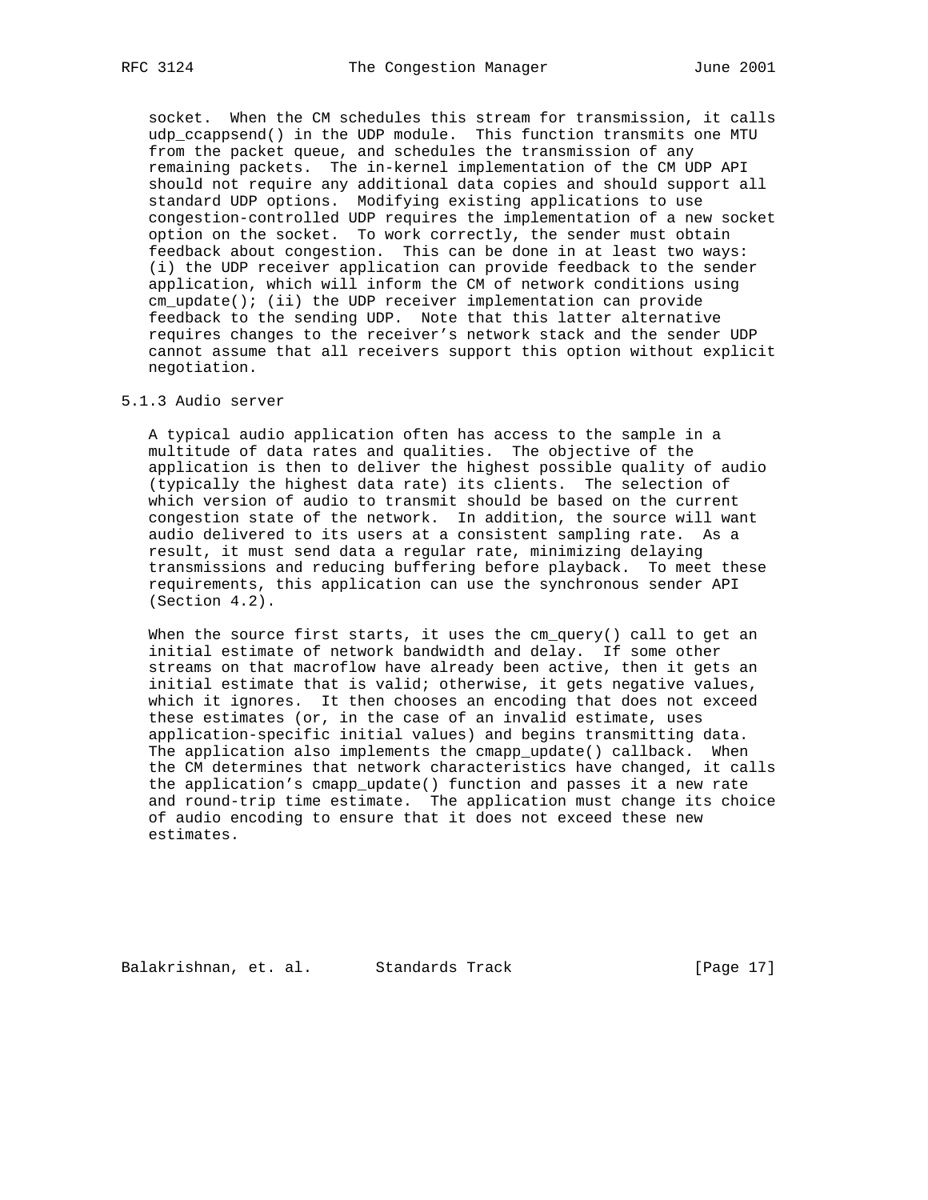socket. When the CM schedules this stream for transmission, it calls udp_ccappsend() in the UDP module. This function transmits one MTU from the packet queue, and schedules the transmission of any remaining packets. The in-kernel implementation of the CM UDP API should not require any additional data copies and should support all standard UDP options. Modifying existing applications to use congestion-controlled UDP requires the implementation of a new socket option on the socket. To work correctly, the sender must obtain feedback about congestion. This can be done in at least two ways: (i) the UDP receiver application can provide feedback to the sender application, which will inform the CM of network conditions using cm_update(); (ii) the UDP receiver implementation can provide feedback to the sending UDP. Note that this latter alternative requires changes to the receiver's network stack and the sender UDP cannot assume that all receivers support this option without explicit negotiation.

### 5.1.3 Audio server

A typical audio application often has access to the sample in a multitude of data rates and qualities. The objective of the application is then to deliver the highest possible quality of audio (typically the highest data rate) its clients. The selection of which version of audio to transmit should be based on the current congestion state of the network. In addition, the source will want audio delivered to its users at a consistent sampling rate. As a result, it must send data a regular rate, minimizing delaying transmissions and reducing buffering before playback. To meet these requirements, this application can use the synchronous sender API (Section 4.2).

When the source first starts, it uses the cm_query() call to get an initial estimate of network bandwidth and delay. If some other streams on that macroflow have already been active, then it gets an initial estimate that is valid; otherwise, it gets negative values, which it ignores. It then chooses an encoding that does not exceed these estimates (or, in the case of an invalid estimate, uses application-specific initial values) and begins transmitting data. The application also implements the cmapp_update() callback. When the CM determines that network characteristics have changed, it calls the application's cmapp_update() function and passes it a new rate and round-trip time estimate. The application must change its choice of audio encoding to ensure that it does not exceed these new estimates.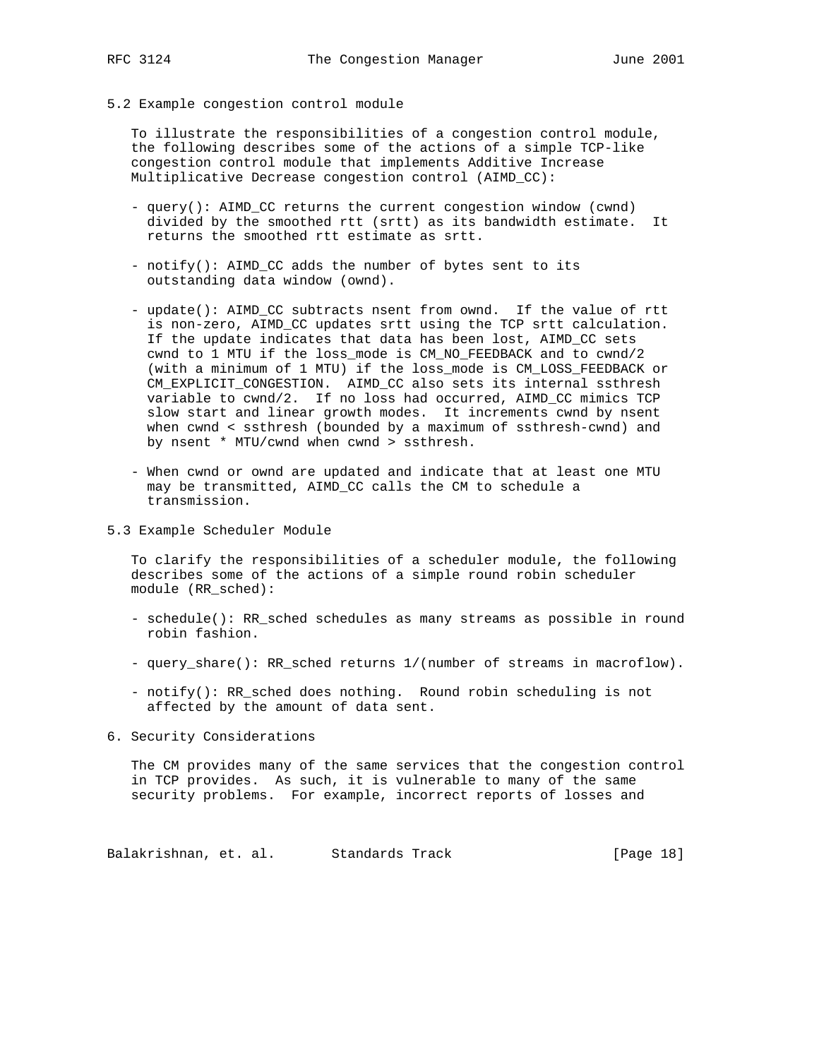### 5.2 Example congestion control module

To illustrate the responsibilities of a congestion control module, the following describes some of the actions of a simple TCP-like congestion control module that implements Additive Increase Multiplicative Decrease congestion control (AIMD_CC):

- query(): AIMD_CC returns the current congestion window (cwnd) divided by the smoothed rtt (srtt) as its bandwidth estimate. It returns the smoothed rtt estimate as srtt.

- notify(): AIMD_CC adds the number of bytes sent to its outstanding data window (ownd).

- update(): AIMD_CC subtracts nsent from ownd. If the value of rtt is non-zero, AIMD_CC updates srtt using the TCP srtt calculation. If the update indicates that data has been lost, AIMD_CC sets cwnd to 1 MTU if the loss_mode is CM_NO_FEEDBACK and to cwnd/2 (with a minimum of 1 MTU) if the loss_mode is CM_LOSS_FEEDBACK or CM_EXPLICIT_CONGESTION. AIMD_CC also sets its internal ssthresh variable to cwnd/2. If no loss had occurred, AIMD_CC mimics TCP slow start and linear growth modes. It increments cwnd by nsent when cwnd < ssthresh (bounded by a maximum of ssthresh-cwnd) and by nsent * MTU/cwnd when cwnd > ssthresh.

- When cwnd or ownd are updated and indicate that at least one MTU may be transmitted, AIMD_CC calls the CM to schedule a transmission.

### 5.3 Example Scheduler Module

To clarify the responsibilities of a scheduler module, the following describes some of the actions of a simple round robin scheduler module (RR_sched):

- schedule(): RR_sched schedules as many streams as possible in round robin fashion.

- query_share(): RR_sched returns 1/(number of streams in macroflow).

- notify(): RR_sched does nothing. Round robin scheduling is not affected by the amount of data sent.

## 6. Security Considerations

The CM provides many of the same services that the congestion control in TCP provides. As such, it is vulnerable to many of the same security problems. For example, incorrect reports of losses and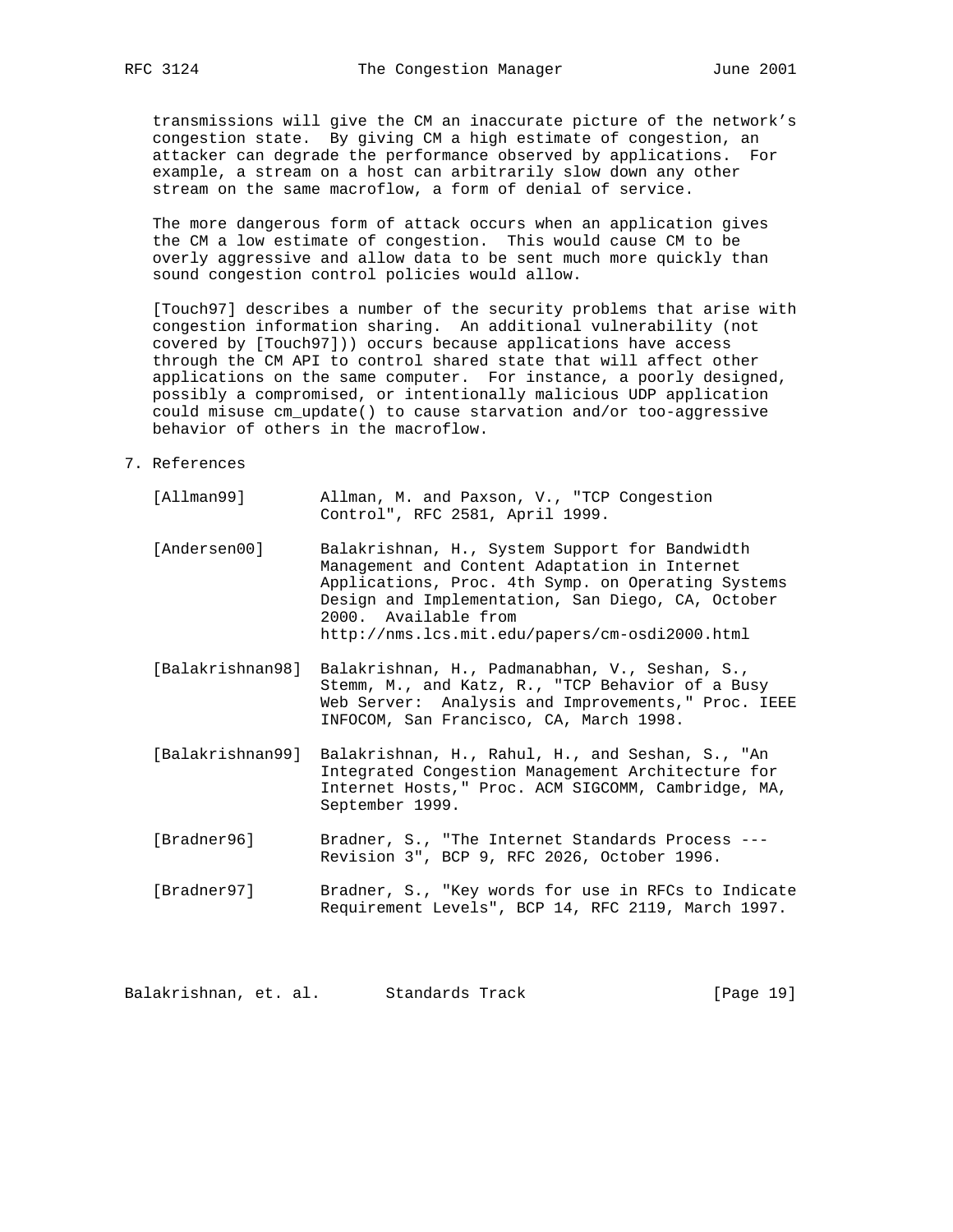transmissions will give the CM an inaccurate picture of the network's congestion state. By giving CM a high estimate of congestion, an attacker can degrade the performance observed by applications. For example, a stream on a host can arbitrarily slow down any other stream on the same macroflow, a form of denial of service.

The more dangerous form of attack occurs when an application gives the CM a low estimate of congestion. This would cause CM to be overly aggressive and allow data to be sent much more quickly than sound congestion control policies would allow.

[Touch97] describes a number of the security problems that arise with congestion information sharing. An additional vulnerability (not covered by [Touch97])) occurs because applications have access through the CM API to control shared state that will affect other applications on the same computer. For instance, a poorly designed, possibly a compromised, or intentionally malicious UDP application could misuse cm_update() to cause starvation and/or too-aggressive behavior of others in the macroflow.

## 7. References

[Allman99] Allman, M. and Paxson, V., "TCP Congestion Control", RFC 2581, April 1999.

[Andersen00] Balakrishnan, H., System Support for Bandwidth Management and Content Adaptation in Internet Applications, Proc. 4th Symp. on Operating Systems Design and Implementation, San Diego, CA, October 2000. Available from http://nms.lcs.mit.edu/papers/cm-osdi2000.html

[Balakrishnan98] Balakrishnan, H., Padmanabhan, V., Seshan, S., Stemm, M., and Katz, R., "TCP Behavior of a Busy Web Server: Analysis and Improvements," Proc. IEEE INFOCOM, San Francisco, CA, March 1998.

[Balakrishnan99] Balakrishnan, H., Rahul, H., and Seshan, S., "An Integrated Congestion Management Architecture for Internet Hosts," Proc. ACM SIGCOMM, Cambridge, MA, September 1999.

[Bradner96] Bradner, S., "The Internet Standards Process --- Revision 3", BCP 9, RFC 2026, October 1996.

[Bradner97] Bradner, S., "Key words for use in RFCs to Indicate Requirement Levels", BCP 14, RFC 2119, March 1997.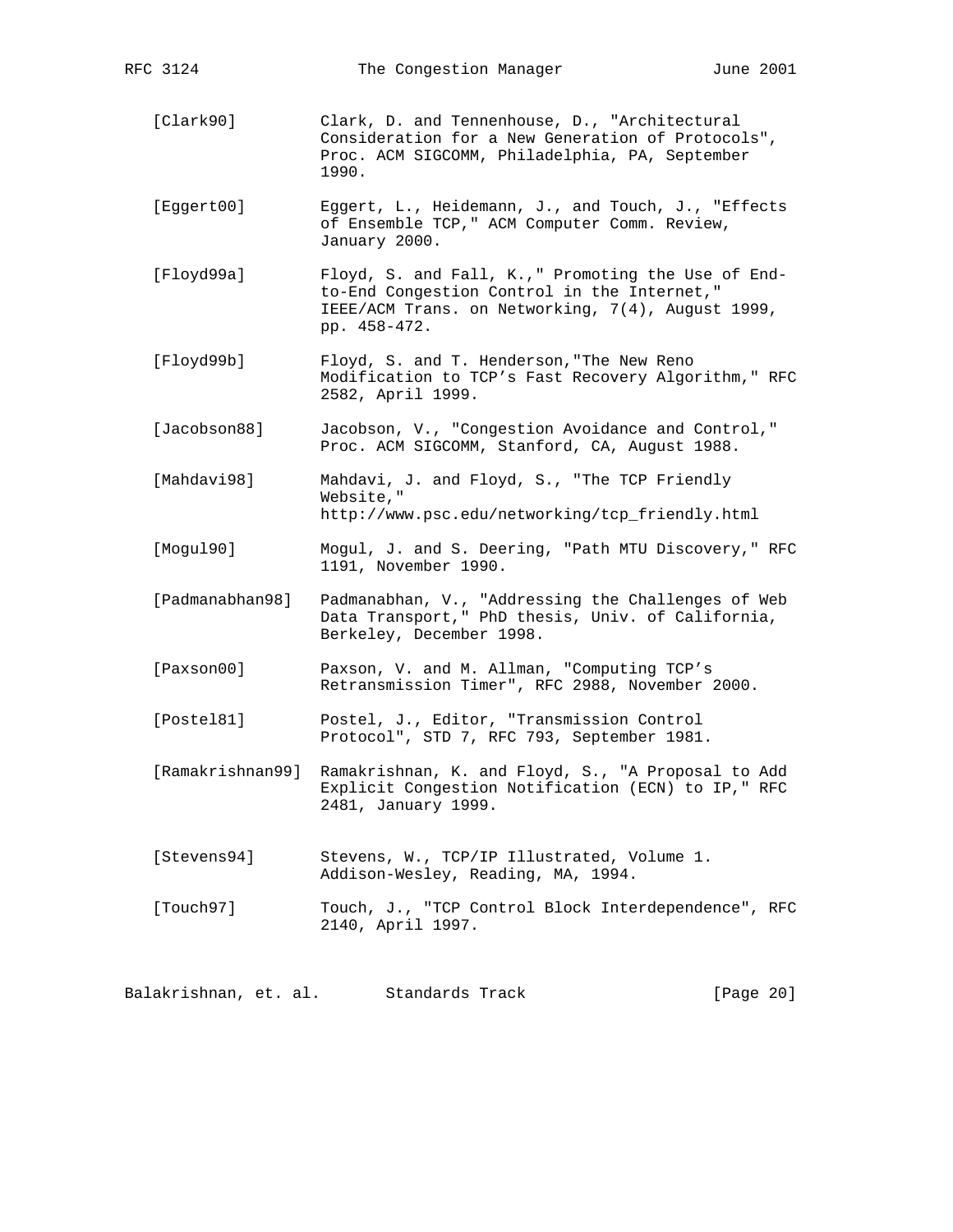[Clark90] Clark, D. and Tennenhouse, D., "Architectural Consideration for a New Generation of Protocols", Proc. ACM SIGCOMM, Philadelphia, PA, September 1990.

[Eggert00] Eggert, L., Heidemann, J., and Touch, J., "Effects of Ensemble TCP," ACM Computer Comm. Review, January 2000.

[Floyd99a] Floyd, S. and Fall, K.," Promoting the Use of End-to-End Congestion Control in the Internet," IEEE/ACM Trans. on Networking, 7(4), August 1999, pp. 458-472.

[Floyd99b] Floyd, S. and T. Henderson,"The New Reno Modification to TCP's Fast Recovery Algorithm," RFC 2582, April 1999.

[Jacobson88] Jacobson, V., "Congestion Avoidance and Control," Proc. ACM SIGCOMM, Stanford, CA, August 1988.

[Mahdavi98] Mahdavi, J. and Floyd, S., "The TCP Friendly Website," http://www.psc.edu/networking/tcp_friendly.html

[Mogul90] Mogul, J. and S. Deering, "Path MTU Discovery," RFC 1191, November 1990.

[Padmanabhan98] Padmanabhan, V., "Addressing the Challenges of Web Data Transport," PhD thesis, Univ. of California, Berkeley, December 1998.

[Paxson00] Paxson, V. and M. Allman, "Computing TCP's Retransmission Timer", RFC 2988, November 2000.

[Postel81] Postel, J., Editor, "Transmission Control Protocol", STD 7, RFC 793, September 1981.

[Ramakrishnan99] Ramakrishnan, K. and Floyd, S., "A Proposal to Add Explicit Congestion Notification (ECN) to IP," RFC 2481, January 1999.

[Stevens94] Stevens, W., TCP/IP Illustrated, Volume 1. Addison-Wesley, Reading, MA, 1994.

[Touch97] Touch, J., "TCP Control Block Interdependence", RFC 2140, April 1997.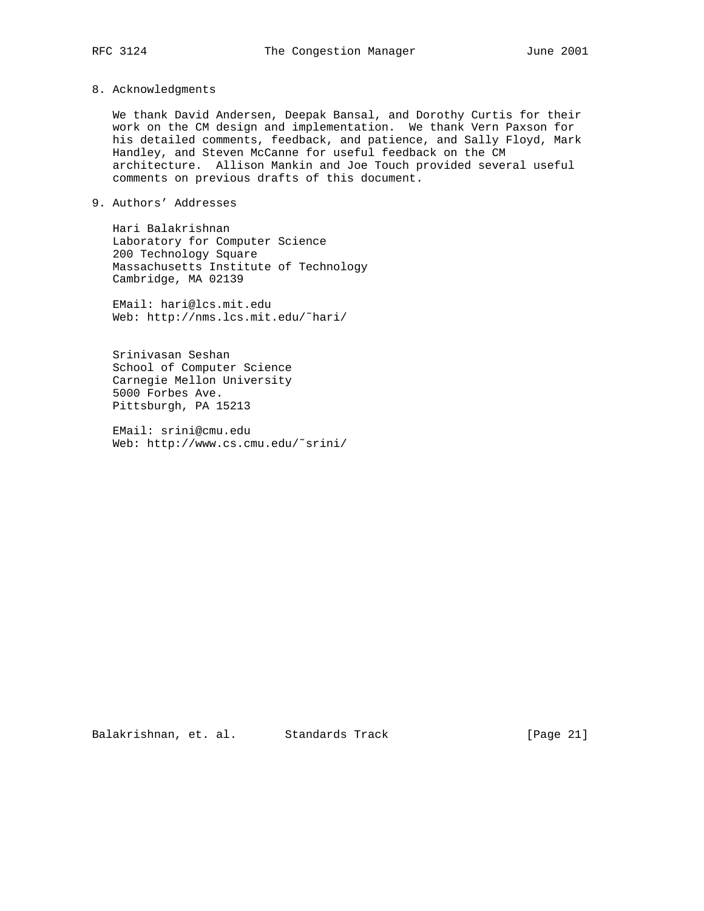## 8. Acknowledgments

We thank David Andersen, Deepak Bansal, and Dorothy Curtis for their work on the CM design and implementation. We thank Vern Paxson for his detailed comments, feedback, and patience, and Sally Floyd, Mark Handley, and Steven McCanne for useful feedback on the CM architecture. Allison Mankin and Joe Touch provided several useful comments on previous drafts of this document.

## 9. Authors' Addresses

Hari Balakrishnan
Laboratory for Computer Science
200 Technology Square
Massachusetts Institute of Technology
Cambridge, MA 02139

EMail: hari@lcs.mit.edu
Web: http://nms.lcs.mit.edu/~hari/

Srinivasan Seshan
School of Computer Science
Carnegie Mellon University
5000 Forbes Ave.
Pittsburgh, PA 15213

EMail: srini@cmu.edu
Web: http://www.cs.cmu.edu/~srini/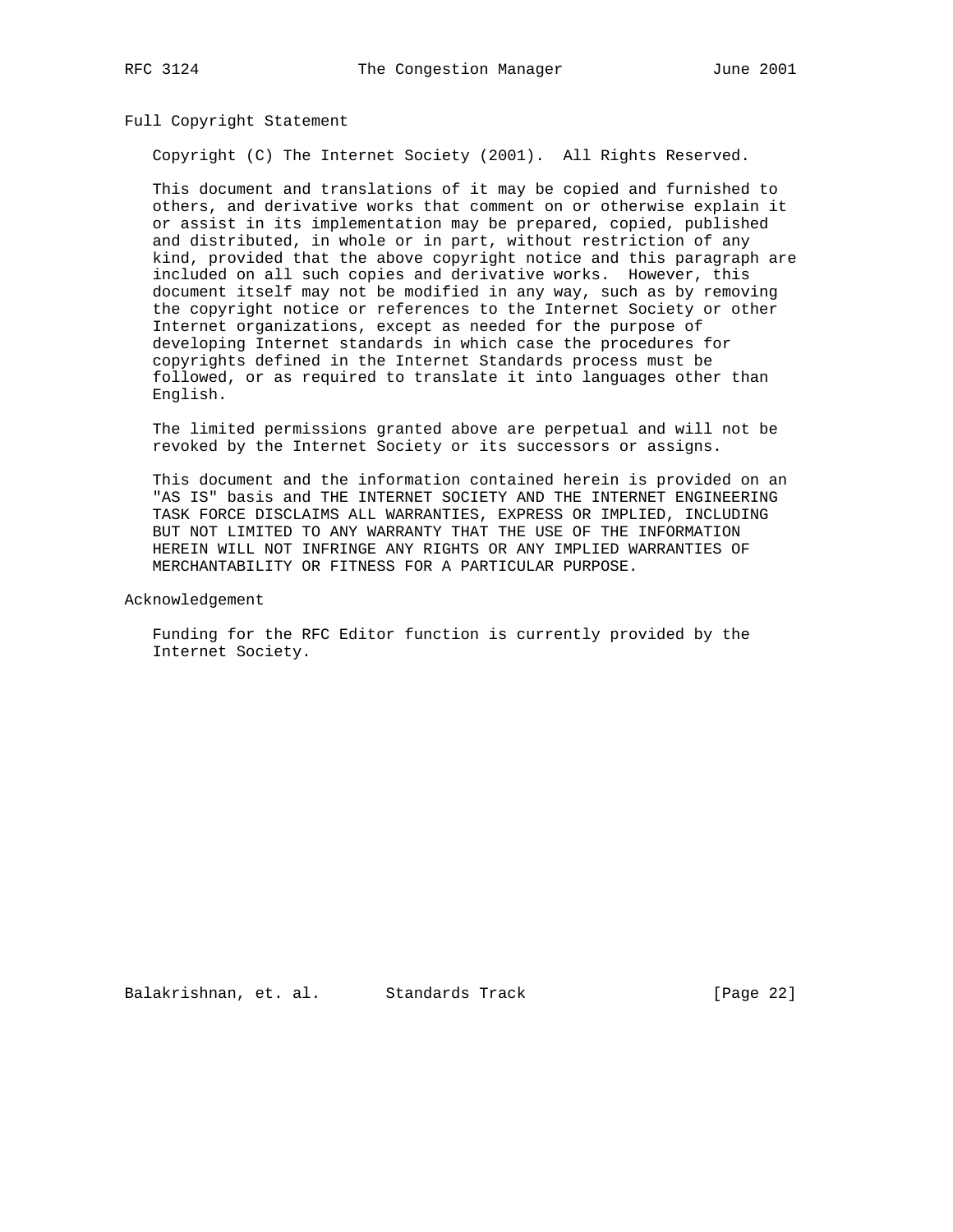## Full Copyright Statement

Copyright (C) The Internet Society (2001). All Rights Reserved.

This document and translations of it may be copied and furnished to others, and derivative works that comment on or otherwise explain it or assist in its implementation may be prepared, copied, published and distributed, in whole or in part, without restriction of any kind, provided that the above copyright notice and this paragraph are included on all such copies and derivative works. However, this document itself may not be modified in any way, such as by removing the copyright notice or references to the Internet Society or other Internet organizations, except as needed for the purpose of developing Internet standards in which case the procedures for copyrights defined in the Internet Standards process must be followed, or as required to translate it into languages other than English.

The limited permissions granted above are perpetual and will not be revoked by the Internet Society or its successors or assigns.

This document and the information contained herein is provided on an "AS IS" basis and THE INTERNET SOCIETY AND THE INTERNET ENGINEERING TASK FORCE DISCLAIMS ALL WARRANTIES, EXPRESS OR IMPLIED, INCLUDING BUT NOT LIMITED TO ANY WARRANTY THAT THE USE OF THE INFORMATION HEREIN WILL NOT INFRINGE ANY RIGHTS OR ANY IMPLIED WARRANTIES OF MERCHANTABILITY OR FITNESS FOR A PARTICULAR PURPOSE.

## Acknowledgement

Funding for the RFC Editor function is currently provided by the Internet Society.